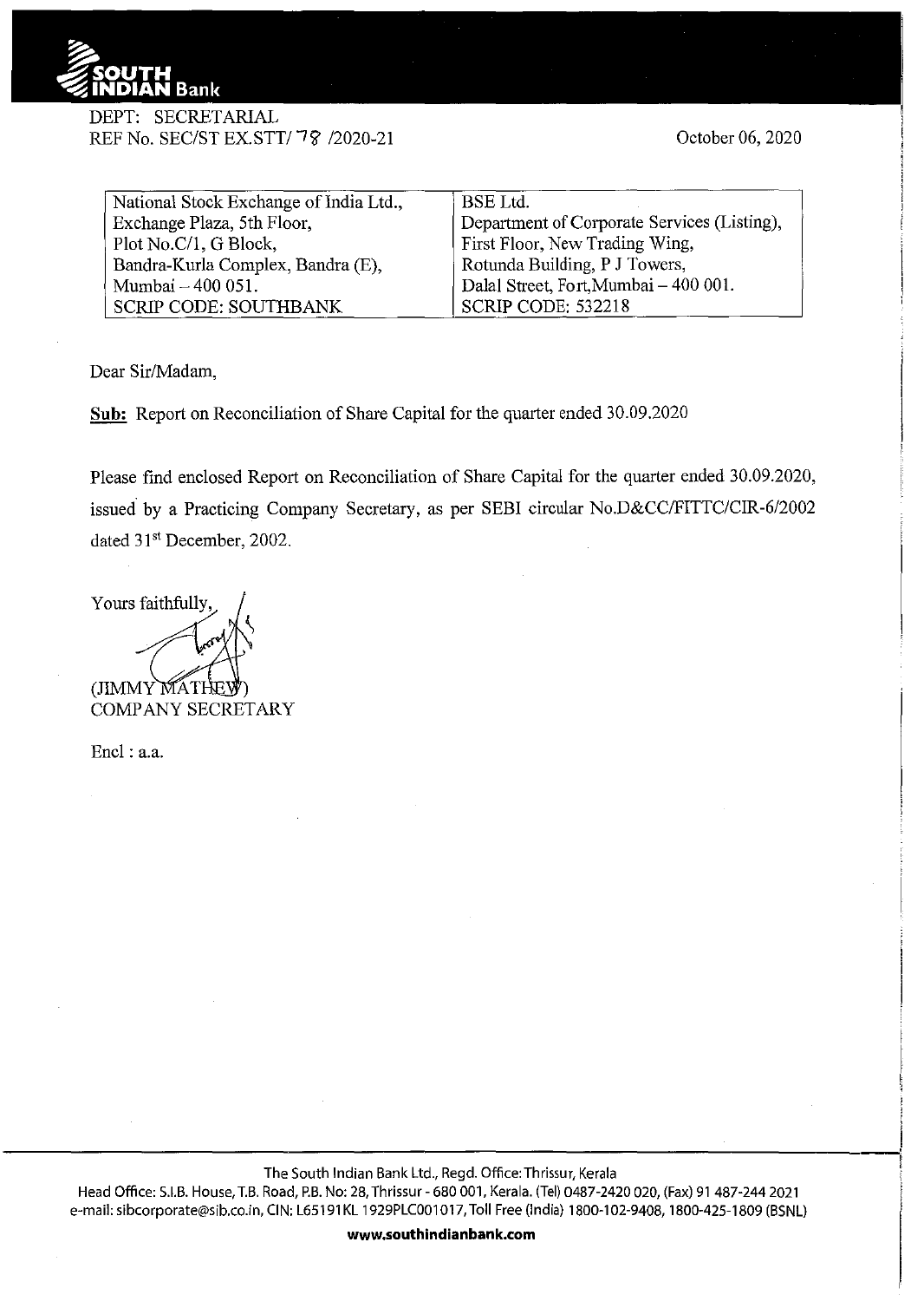SOUTH INDIAN Bank

DEPT: SECRETARIAL
REF No. SEC/ST EX.STT/ 78 /2020-21

October 06, 2020

| National Stock Exchange of India Ltd., | BSE Ltd. |
|---|---|
| Exchange Plaza, 5th Floor, | Department of Corporate Services (Listing), |
| Plot No.C/1, G Block, | First Floor, New Trading Wing, |
| Bandra-Kurla Complex, Bandra (E), | Rotunda Building, P J Towers, |
| Mumbai – 400 051. | Dalal Street, Fort,Mumbai – 400 001. |
| SCRIP CODE: SOUTHBANK | SCRIP CODE: 532218 |

Dear Sir/Madam,

**Sub:** Report on Reconciliation of Share Capital for the quarter ended 30.09.2020

Please find enclosed Report on Reconciliation of Share Capital for the quarter ended 30.09.2020, issued by a Practicing Company Secretary, as per SEBI circular No.D&CC/FITTC/CIR-6/2002 dated 31st December, 2002.

Yours faithfully,

(JIMMY MATHEW)
COMPANY SECRETARY

Encl : a.a.

The South Indian Bank Ltd., Regd. Office: Thrissur, Kerala
Head Office: S.I.B. House, T.B. Road, P.B. No: 28, Thrissur - 680 001, Kerala. (Tel) 0487-2420 020, (Fax) 91 487-244 2021
e-mail: sibcorporate@sib.co.in, CIN: L65191KL1929PLC001017, Toll Free (India) 1800-102-9408, 1800-425-1809 (BSNL)

**www.southindianbank.com**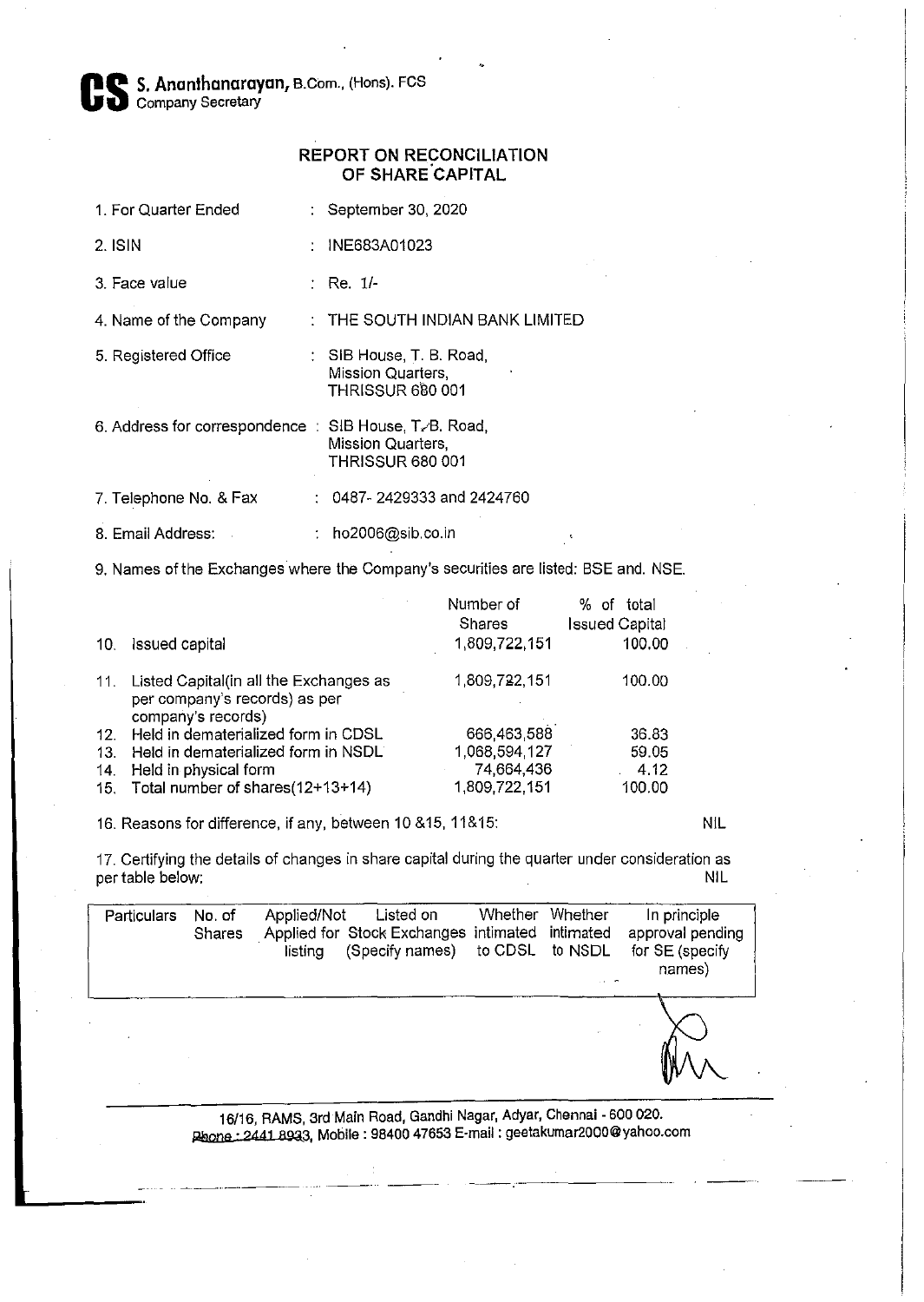**CS** **S. Ananthanarayan,** B.Com., (Hons). FCS
Company Secretary

## REPORT ON RECONCILIATION OF SHARE CAPITAL

1. For Quarter Ended : September 30, 2020

2. ISIN : INE683A01023

3. Face value : Re. 1/-

4. Name of the Company : THE SOUTH INDIAN BANK LIMITED

5. Registered Office : SIB House, T. B. Road, Mission Quarters, THRISSUR 680 001

6. Address for correspondence : SIB House, T. B. Road, Mission Quarters, THRISSUR 680 001

7. Telephone No. & Fax : 0487- 2429333 and 2424760

8. Email Address: : ho2006@sib.co.in

9. Names of the Exchanges where the Company's securities are listed: BSE and. NSE.

| | | Number of Shares | % of total Issued Capital |
|---|---|---|---|
| 10. | Issued capital | 1,809,722,151 | 100.00 |
| 11. | Listed Capital(in all the Exchanges as per company's records) as per company's records) | 1,809,722,151 | 100.00 |
| 12. | Held in dematerialized form in CDSL | 666,463,588 | 36.83 |
| 13. | Held in dematerialized form in NSDL | 1,068,594,127 | 59.05 |
| 14. | Held in physical form | 74,664,436 | 4.12 |
| 15. | Total number of shares(12+13+14) | 1,809,722,151 | 100.00 |

16. Reasons for difference, if any, between 10 &15, 11&15: NIL

17. Certifying the details of changes in share capital during the quarter under consideration as per table below: NIL

| Particulars | No. of Shares | Applied/Not Applied for listing | Listed on Stock Exchanges (Specify names) | Whether intimated to CDSL | Whether intimated to NSDL | In principle approval pending for SE (specify names) |
|---|---|---|---|---|---|---|
| | | | | | | |

16/16, RAMS, 3rd Main Road, Gandhi Nagar, Adyar, Chennai - 600 020.
Phone : 2441 8933, Mobile : 98400 47653 E-mail : geetakumar2000@yahoo.com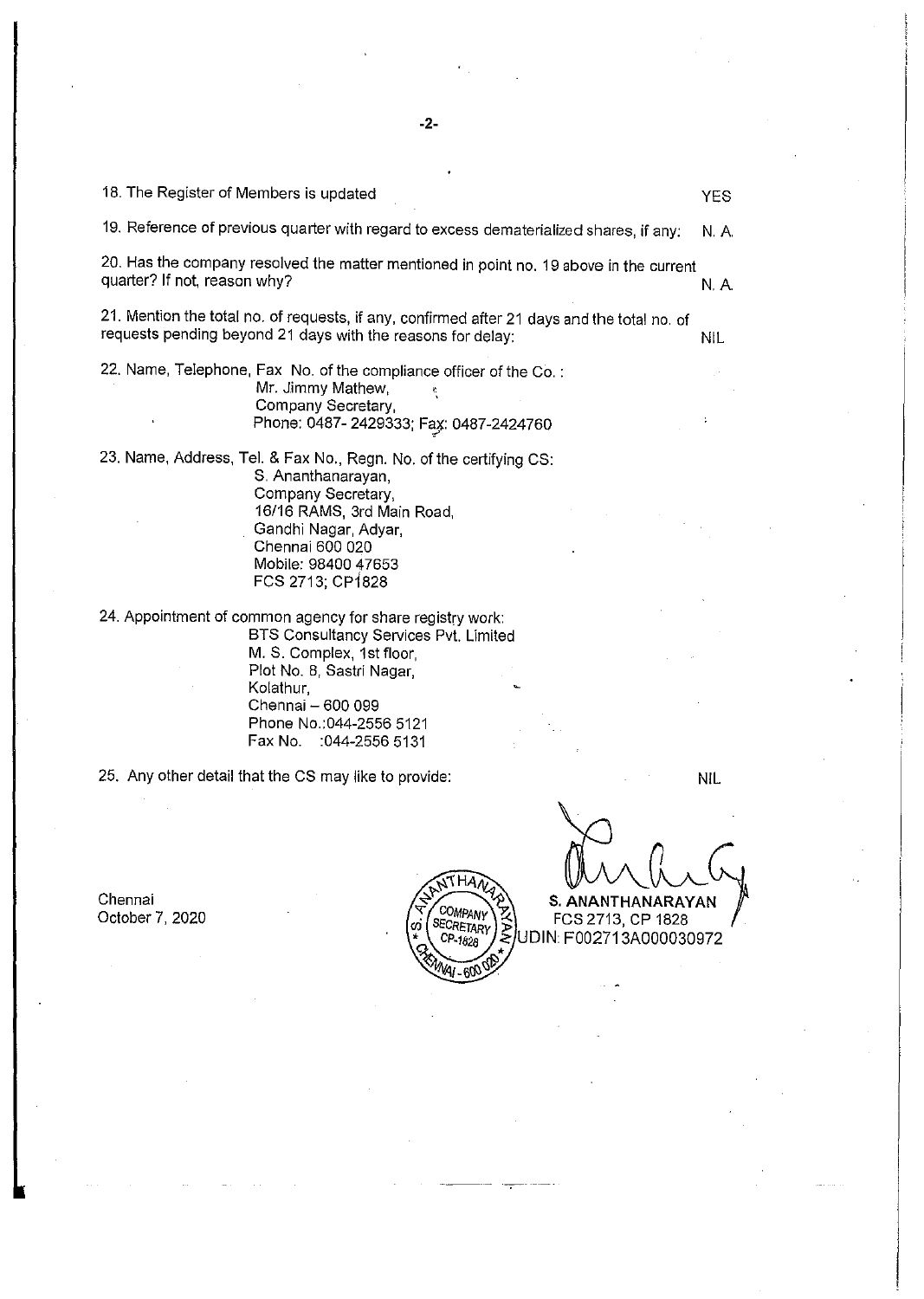18. The Register of Members is updated YES

19. Reference of previous quarter with regard to excess dematerialized shares, if any: N. A.

20. Has the company resolved the matter mentioned in point no. 19 above in the current quarter? If not, reason why? N. A.

21. Mention the total no. of requests, if any, confirmed after 21 days and the total no. of requests pending beyond 21 days with the reasons for delay: NIL

22. Name, Telephone, Fax No. of the compliance officer of the Co. :

Mr. Jimmy Mathew,
Company Secretary,
Phone: 0487- 2429333; Fax: 0487-2424760

23. Name, Address, Tel. & Fax No., Regn. No. of the certifying CS:

S. Ananthanarayan,
Company Secretary,
16/16 RAMS, 3rd Main Road,
Gandhi Nagar, Adyar,
Chennai 600 020
Mobile: 98400 47653
FCS 2713; CP1828

24. Appointment of common agency for share registry work:

BTS Consultancy Services Pvt. Limited
M. S. Complex, 1st floor,
Plot No. 8, Sastri Nagar,
Kolathur,
Chennai – 600 099
Phone No.:044-2556 5121
Fax No. :044-2556 5131

25. Any other detail that the CS may like to provide: NIL

Chennai
October 7, 2020

S. ANANTHANARAYAN
FCS 2713, CP 1828
UDIN: F002713A000030972